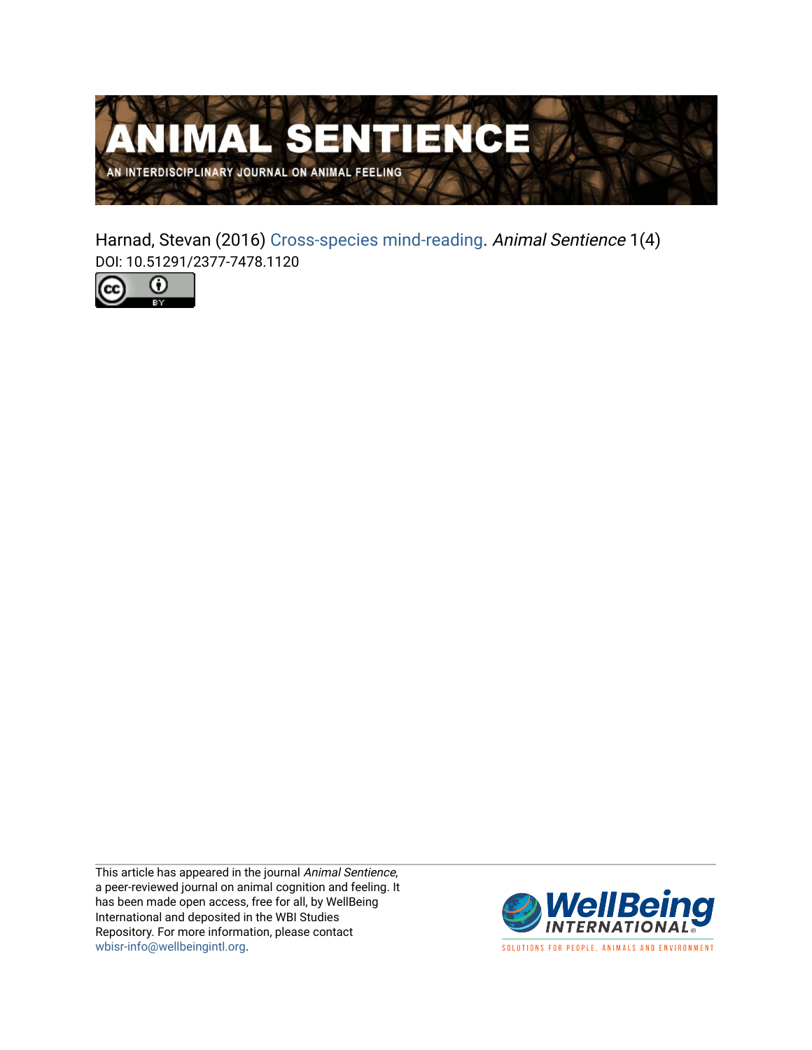# ANIMAL SENTIENCE

AN INTERDISCIPLINARY JOURNAL ON ANIMAL FEELING

Harnad, Stevan (2016) Cross-species mind-reading. *Animal Sentience* 1(4)
DOI: 10.51291/2377-7478.1120

This article has appeared in the journal *Animal Sentience*, a peer-reviewed journal on animal cognition and feeling. It has been made open access, free for all, by WellBeing International and deposited in the WBI Studies Repository. For more information, please contact wbisr-info@wellbeingintl.org.

WellBeing INTERNATIONAL

SOLUTIONS FOR PEOPLE, ANIMALS AND ENVIRONMENT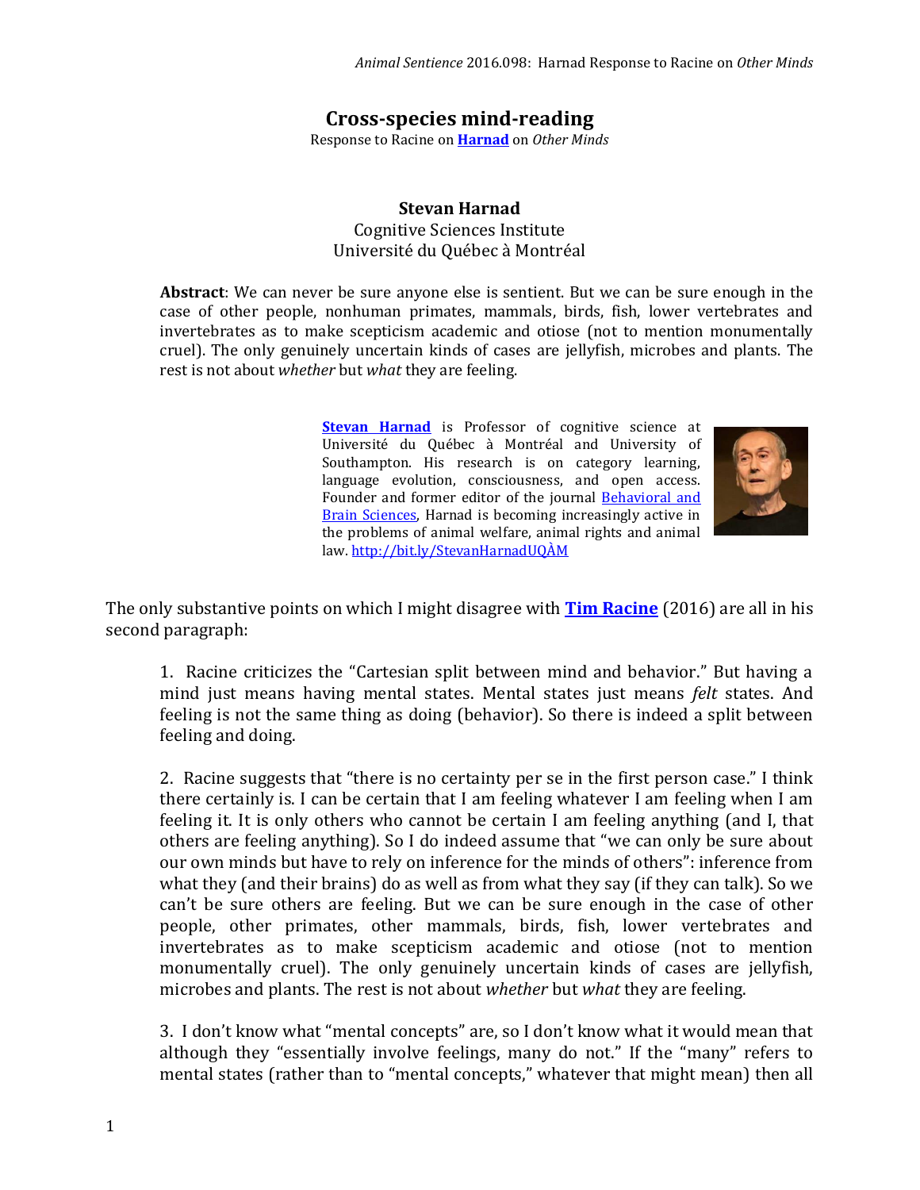# Cross-species mind-reading

Response to Racine on **Harnad** on *Other Minds*

**Stevan Harnad**
Cognitive Sciences Institute
Université du Québec à Montréal

**Abstract**: We can never be sure anyone else is sentient. But we can be sure enough in the case of other people, nonhuman primates, mammals, birds, fish, lower vertebrates and invertebrates as to make scepticism academic and otiose (not to mention monumentally cruel). The only genuinely uncertain kinds of cases are jellyfish, microbes and plants. The rest is not about *whether* but *what* they are feeling.

**Stevan Harnad** is Professor of cognitive science at Université du Québec à Montréal and University of Southampton. His research is on category learning, language evolution, consciousness, and open access. Founder and former editor of the journal Behavioral and Brain Sciences, Harnad is becoming increasingly active in the problems of animal welfare, animal rights and animal law. http://bit.ly/StevanHarnadUQÀM

The only substantive points on which I might disagree with **Tim Racine** (2016) are all in his second paragraph:

1. Racine criticizes the "Cartesian split between mind and behavior." But having a mind just means having mental states. Mental states just means *felt* states. And feeling is not the same thing as doing (behavior). So there is indeed a split between feeling and doing.

2. Racine suggests that "there is no certainty per se in the first person case." I think there certainly is. I can be certain that I am feeling whatever I am feeling when I am feeling it. It is only others who cannot be certain I am feeling anything (and I, that others are feeling anything). So I do indeed assume that "we can only be sure about our own minds but have to rely on inference for the minds of others": inference from what they (and their brains) do as well as from what they say (if they can talk). So we can't be sure others are feeling. But we can be sure enough in the case of other people, other primates, other mammals, birds, fish, lower vertebrates and invertebrates as to make scepticism academic and otiose (not to mention monumentally cruel). The only genuinely uncertain kinds of cases are jellyfish, microbes and plants. The rest is not about *whether* but *what* they are feeling.

3. I don't know what "mental concepts" are, so I don't know what it would mean that although they "essentially involve feelings, many do not." If the "many" refers to mental states (rather than to "mental concepts," whatever that might mean) then all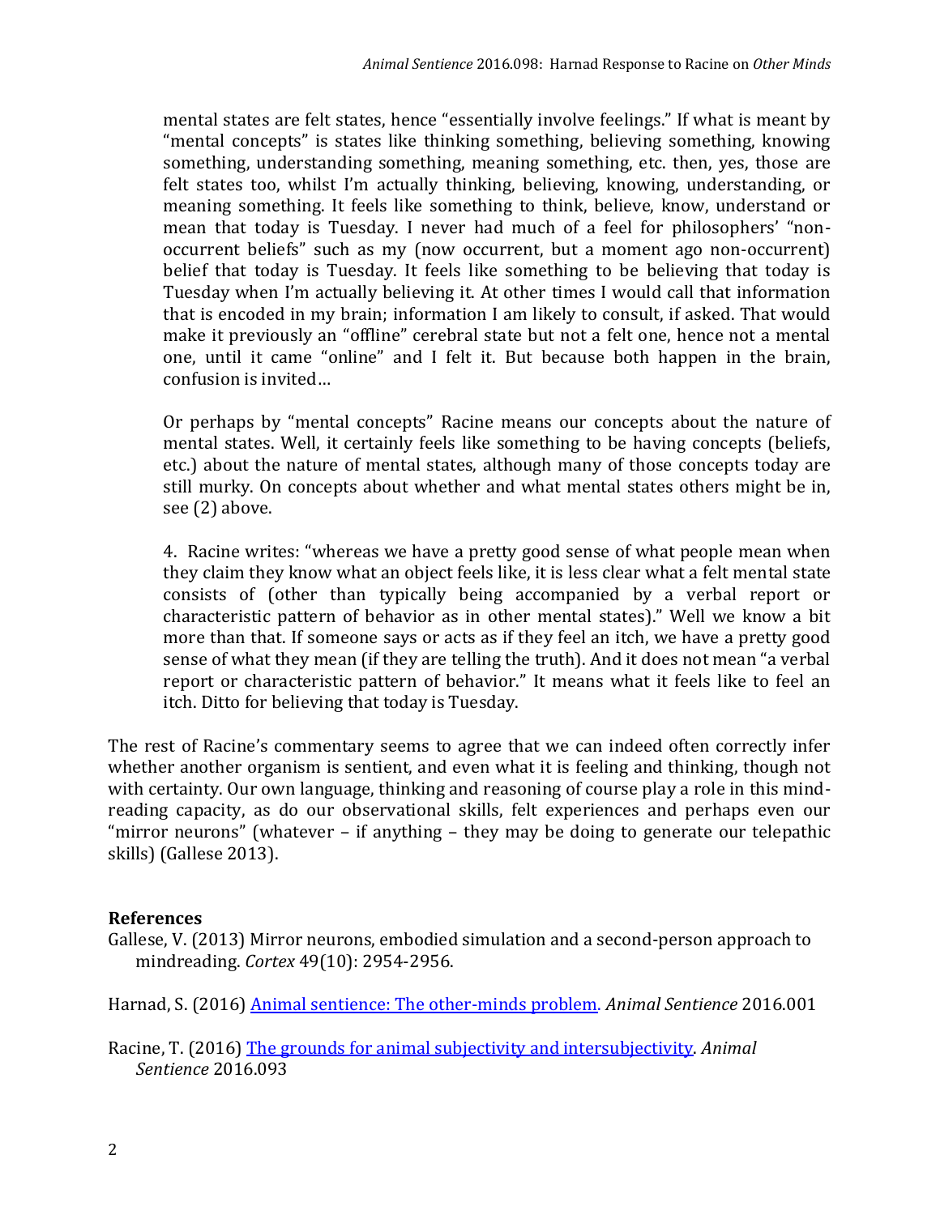mental states are felt states, hence "essentially involve feelings." If what is meant by "mental concepts" is states like thinking something, believing something, knowing something, understanding something, meaning something, etc. then, yes, those are felt states too, whilst I'm actually thinking, believing, knowing, understanding, or meaning something. It feels like something to think, believe, know, understand or mean that today is Tuesday. I never had much of a feel for philosophers' "non-occurrent beliefs" such as my (now occurrent, but a moment ago non-occurrent) belief that today is Tuesday. It feels like something to be believing that today is Tuesday when I'm actually believing it. At other times I would call that information that is encoded in my brain; information I am likely to consult, if asked. That would make it previously an "offline" cerebral state but not a felt one, hence not a mental one, until it came "online" and I felt it. But because both happen in the brain, confusion is invited…

Or perhaps by "mental concepts" Racine means our concepts about the nature of mental states. Well, it certainly feels like something to be having concepts (beliefs, etc.) about the nature of mental states, although many of those concepts today are still murky. On concepts about whether and what mental states others might be in, see (2) above.

4. Racine writes: "whereas we have a pretty good sense of what people mean when they claim they know what an object feels like, it is less clear what a felt mental state consists of (other than typically being accompanied by a verbal report or characteristic pattern of behavior as in other mental states)." Well we know a bit more than that. If someone says or acts as if they feel an itch, we have a pretty good sense of what they mean (if they are telling the truth). And it does not mean "a verbal report or characteristic pattern of behavior." It means what it feels like to feel an itch. Ditto for believing that today is Tuesday.

The rest of Racine's commentary seems to agree that we can indeed often correctly infer whether another organism is sentient, and even what it is feeling and thinking, though not with certainty. Our own language, thinking and reasoning of course play a role in this mind-reading capacity, as do our observational skills, felt experiences and perhaps even our "mirror neurons" (whatever – if anything – they may be doing to generate our telepathic skills) (Gallese 2013).

## References

Gallese, V. (2013) Mirror neurons, embodied simulation and a second-person approach to mindreading. *Cortex* 49(10): 2954-2956.

Harnad, S. (2016) Animal sentience: The other-minds problem. *Animal Sentience* 2016.001

Racine, T. (2016) The grounds for animal subjectivity and intersubjectivity. *Animal Sentience* 2016.093